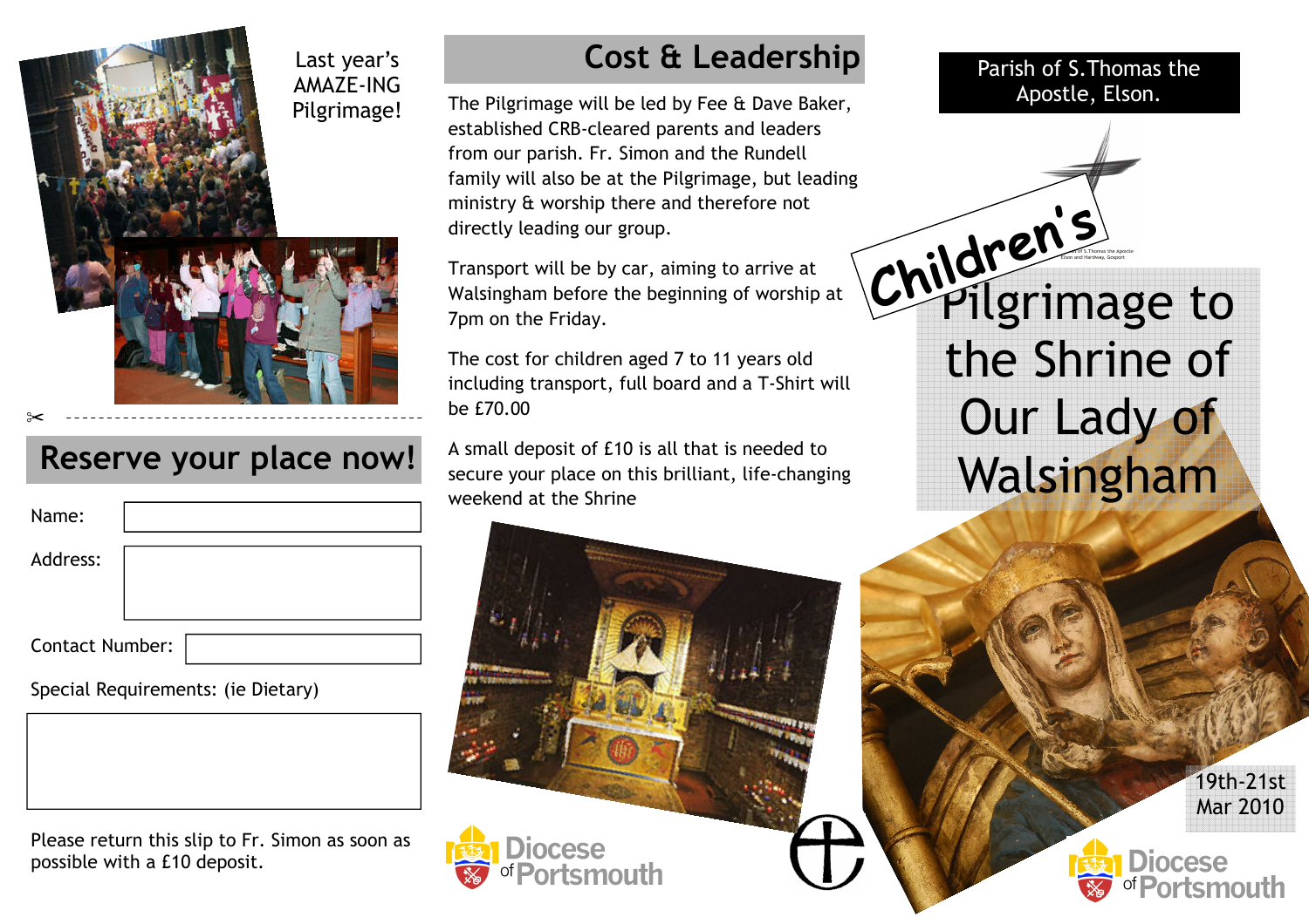Last year's AMAZE-ING Pilgrimage!

## Reserve your place now!

Name:

Address:

Contact Number:

Special Requirements: (ie Dietary)

Please return this slip to Fr. Simon as soon as possible with a £10 deposit.

## Cost & Leadership

The Pilgrimage will be led by Fee & Dave Baker, established CRB-cleared parents and leaders from our parish. Fr. Simon and the Rundell family will also be at the Pilgrimage, but leading ministry & worship there and therefore not directly leading our group.

Transport will be by car, aiming to arrive at Walsingham before the beginning of worship at 7pm on the Friday.

The cost for children aged 7 to 11 years old including transport, full board and a T-Shirt will be £70.00

A small deposit of £10 is all that is needed to secure your place on this brilliant, life-changing weekend at the Shrine

Diocese of Portsmouth

Parish of S.Thomas the Apostle, Elson.

# Children's Pilgrimage to the Shrine of Our Lady of Walsingham

19th-21st Mar 2010

Diocese of Portsmouth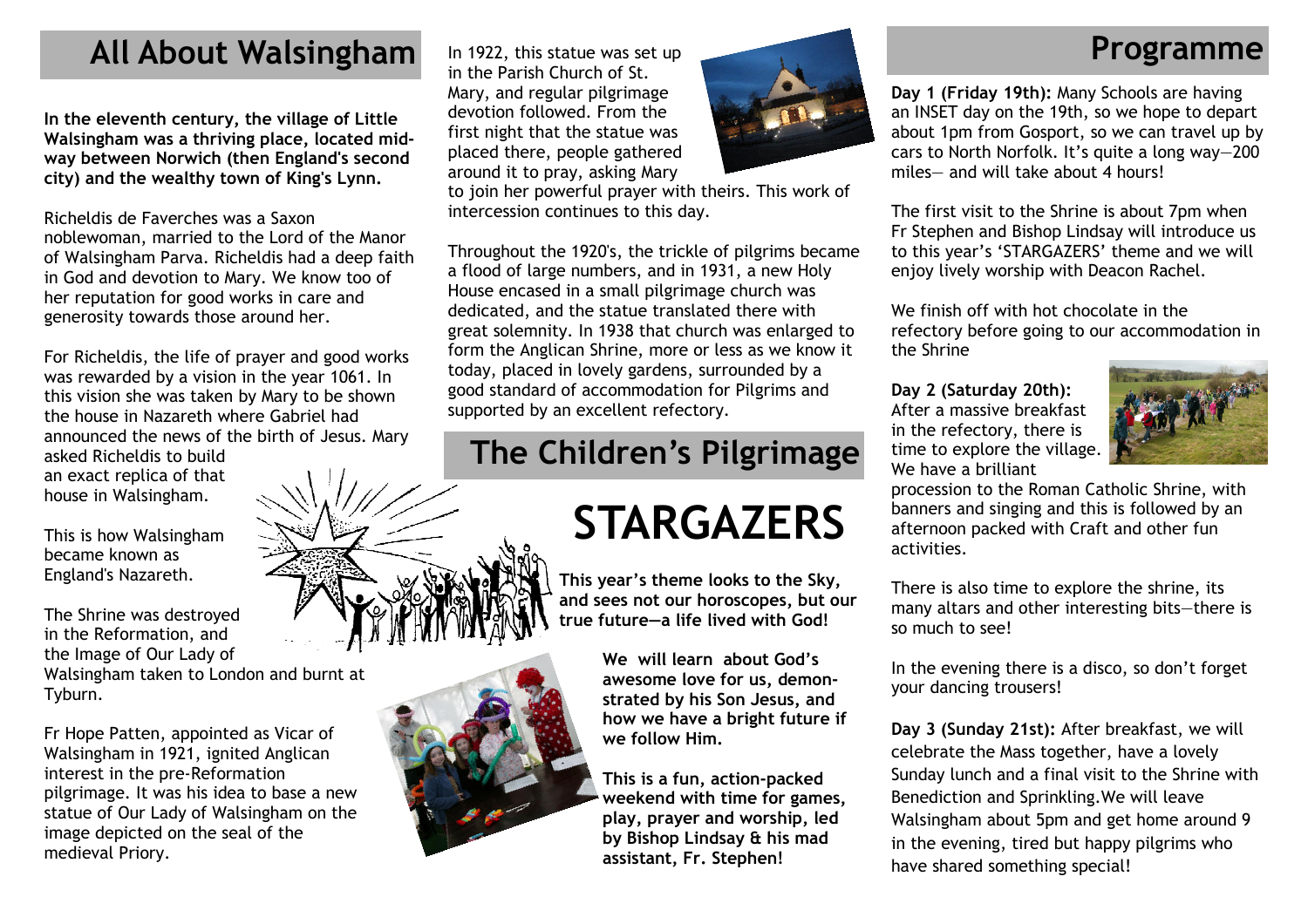## All About Walsingham

**In the eleventh century, the village of Little Walsingham was a thriving place, located mid-way between Norwich (then England's second city) and the wealthy town of King's Lynn.**

Richeldis de Faverches was a Saxon noblewoman, married to the Lord of the Manor of Walsingham Parva. Richeldis had a deep faith in God and devotion to Mary. We know too of her reputation for good works in care and generosity towards those around her.

For Richeldis, the life of prayer and good works was rewarded by a vision in the year 1061. In this vision she was taken by Mary to be shown the house in Nazareth where Gabriel had announced the news of the birth of Jesus. Mary asked Richeldis to build an exact replica of that house in Walsingham.

This is how Walsingham became known as England's Nazareth.

The Shrine was destroyed in the Reformation, and the Image of Our Lady of Walsingham taken to London and burnt at Tyburn.

Fr Hope Patten, appointed as Vicar of Walsingham in 1921, ignited Anglican interest in the pre-Reformation pilgrimage. It was his idea to base a new statue of Our Lady of Walsingham on the image depicted on the seal of the medieval Priory.

In 1922, this statue was set up in the Parish Church of St. Mary, and regular pilgrimage devotion followed. From the first night that the statue was placed there, people gathered around it to pray, asking Mary to join her powerful prayer with theirs. This work of intercession continues to this day.

Throughout the 1920's, the trickle of pilgrims became a flood of large numbers, and in 1931, a new Holy House encased in a small pilgrimage church was dedicated, and the statue translated there with great solemnity. In 1938 that church was enlarged to form the Anglican Shrine, more or less as we know it today, placed in lovely gardens, surrounded by a good standard of accommodation for Pilgrims and supported by an excellent refectory.

## The Children's Pilgrimage

# STARGAZERS

**This year's theme looks to the Sky, and sees not our horoscopes, but our true future—a life lived with God!**

**We will learn about God's awesome love for us, demonstrated by his Son Jesus, and how we have a bright future if we follow Him.**

**This is a fun, action-packed weekend with time for games, play, prayer and worship, led by Bishop Lindsay & his mad assistant, Fr. Stephen!**

## Programme

**Day 1 (Friday 19th):** Many Schools are having an INSET day on the 19th, so we hope to depart about 1pm from Gosport, so we can travel up by cars to North Norfolk. It's quite a long way—200 miles— and will take about 4 hours!

The first visit to the Shrine is about 7pm when Fr Stephen and Bishop Lindsay will introduce us to this year's 'STARGAZERS' theme and we will enjoy lively worship with Deacon Rachel.

We finish off with hot chocolate in the refectory before going to our accommodation in the Shrine

**Day 2 (Saturday 20th):** After a massive breakfast in the refectory, there is time to explore the village. We have a brilliant procession to the Roman Catholic Shrine, with banners and singing and this is followed by an afternoon packed with Craft and other fun activities.

There is also time to explore the shrine, its many altars and other interesting bits—there is so much to see!

In the evening there is a disco, so don't forget your dancing trousers!

**Day 3 (Sunday 21st):** After breakfast, we will celebrate the Mass together, have a lovely Sunday lunch and a final visit to the Shrine with Benediction and Sprinkling.We will leave Walsingham about 5pm and get home around 9 in the evening, tired but happy pilgrims who have shared something special!